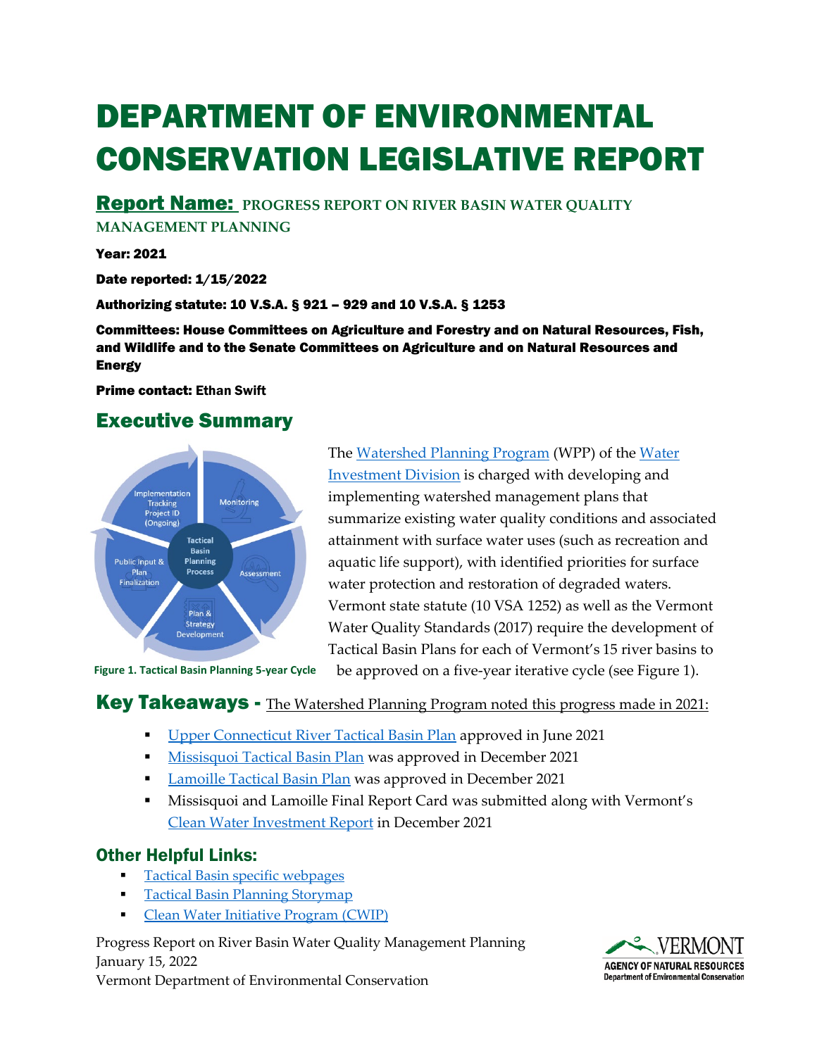# DEPARTMENT OF ENVIRONMENTAL CONSERVATION LEGISLATIVE REPORT

## Report Name: PROGRESS REPORT ON RIVER BASIN WATER QUALITY MANAGEMENT PLANNING

**Year: 2021**

**Date reported: 1/15/2022**

**Authorizing statute: 10 V.S.A. § 921 – 929 and 10 V.S.A. § 1253**

**Committees: House Committees on Agriculture and Forestry and on Natural Resources, Fish, and Wildlife and to the Senate Committees on Agriculture and on Natural Resources and Energy**

**Prime contact: Ethan Swift**

## Executive Summary

Figure 1. Tactical Basin Planning 5-year Cycle

The Watershed Planning Program (WPP) of the Water Investment Division is charged with developing and implementing watershed management plans that summarize existing water quality conditions and associated attainment with surface water uses (such as recreation and aquatic life support), with identified priorities for surface water protection and restoration of degraded waters. Vermont state statute (10 VSA 1252) as well as the Vermont Water Quality Standards (2017) require the development of Tactical Basin Plans for each of Vermont's 15 river basins to be approved on a five-year iterative cycle (see Figure 1).

## Key Takeaways - The Watershed Planning Program noted this progress made in 2021:

- Upper Connecticut River Tactical Basin Plan approved in June 2021
- Missisquoi Tactical Basin Plan was approved in December 2021
- Lamoille Tactical Basin Plan was approved in December 2021
- Missisquoi and Lamoille Final Report Card was submitted along with Vermont's Clean Water Investment Report in December 2021

### Other Helpful Links:

- Tactical Basin specific webpages
- Tactical Basin Planning Storymap
- Clean Water Initiative Program (CWIP)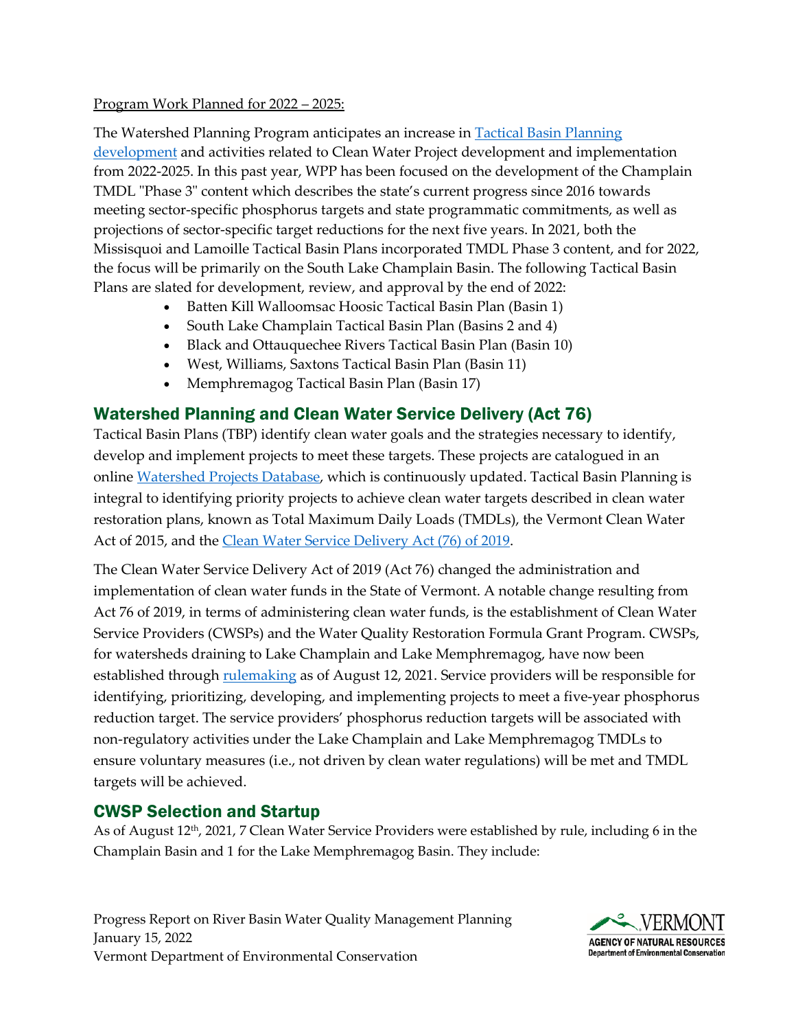Program Work Planned for 2022 – 2025:

The Watershed Planning Program anticipates an increase in [Tactical Basin Planning development] and activities related to Clean Water Project development and implementation from 2022-2025. In this past year, WPP has been focused on the development of the Champlain TMDL "Phase 3" content which describes the state's current progress since 2016 towards meeting sector-specific phosphorus targets and state programmatic commitments, as well as projections of sector-specific target reductions for the next five years. In 2021, both the Missisquoi and Lamoille Tactical Basin Plans incorporated TMDL Phase 3 content, and for 2022, the focus will be primarily on the South Lake Champlain Basin. The following Tactical Basin Plans are slated for development, review, and approval by the end of 2022:

- Batten Kill Walloomsac Hoosic Tactical Basin Plan (Basin 1)
- South Lake Champlain Tactical Basin Plan (Basins 2 and 4)
- Black and Ottauquechee Rivers Tactical Basin Plan (Basin 10)
- West, Williams, Saxtons Tactical Basin Plan (Basin 11)
- Memphremagog Tactical Basin Plan (Basin 17)

## Watershed Planning and Clean Water Service Delivery (Act 76)

Tactical Basin Plans (TBP) identify clean water goals and the strategies necessary to identify, develop and implement projects to meet these targets. These projects are catalogued in an online [Watershed Projects Database], which is continuously updated. Tactical Basin Planning is integral to identifying priority projects to achieve clean water targets described in clean water restoration plans, known as Total Maximum Daily Loads (TMDLs), the Vermont Clean Water Act of 2015, and the [Clean Water Service Delivery Act (76) of 2019].

The Clean Water Service Delivery Act of 2019 (Act 76) changed the administration and implementation of clean water funds in the State of Vermont. A notable change resulting from Act 76 of 2019, in terms of administering clean water funds, is the establishment of Clean Water Service Providers (CWSPs) and the Water Quality Restoration Formula Grant Program. CWSPs, for watersheds draining to Lake Champlain and Lake Memphremagog, have now been established through [rulemaking] as of August 12, 2021. Service providers will be responsible for identifying, prioritizing, developing, and implementing projects to meet a five-year phosphorus reduction target. The service providers' phosphorus reduction targets will be associated with non-regulatory activities under the Lake Champlain and Lake Memphremagog TMDLs to ensure voluntary measures (i.e., not driven by clean water regulations) will be met and TMDL targets will be achieved.

## CWSP Selection and Startup

As of August 12th, 2021, 7 Clean Water Service Providers were established by rule, including 6 in the Champlain Basin and 1 for the Lake Memphremagog Basin. They include: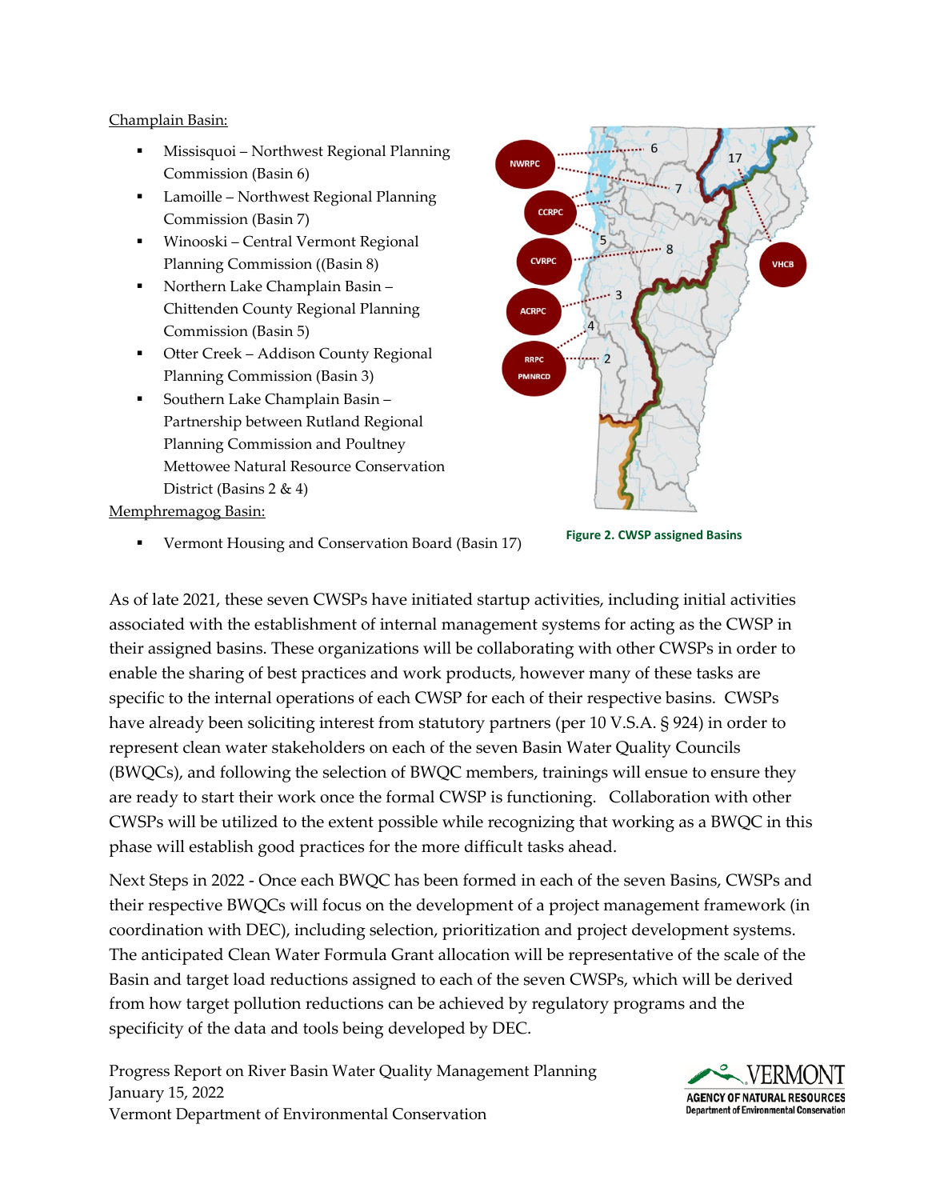Champlain Basin:

- Missisquoi – Northwest Regional Planning Commission (Basin 6)
- Lamoille – Northwest Regional Planning Commission (Basin 7)
- Winooski – Central Vermont Regional Planning Commission ((Basin 8)
- Northern Lake Champlain Basin – Chittenden County Regional Planning Commission (Basin 5)
- Otter Creek – Addison County Regional Planning Commission (Basin 3)
- Southern Lake Champlain Basin – Partnership between Rutland Regional Planning Commission and Poultney Mettowee Natural Resource Conservation District (Basins 2 & 4)

Memphremagog Basin:

- Vermont Housing and Conservation Board (Basin 17)

**Figure 2. CWSP assigned Basins**

As of late 2021, these seven CWSPs have initiated startup activities, including initial activities associated with the establishment of internal management systems for acting as the CWSP in their assigned basins. These organizations will be collaborating with other CWSPs in order to enable the sharing of best practices and work products, however many of these tasks are specific to the internal operations of each CWSP for each of their respective basins. CWSPs have already been soliciting interest from statutory partners (per 10 V.S.A. § 924) in order to represent clean water stakeholders on each of the seven Basin Water Quality Councils (BWQCs), and following the selection of BWQC members, trainings will ensue to ensure they are ready to start their work once the formal CWSP is functioning. Collaboration with other CWSPs will be utilized to the extent possible while recognizing that working as a BWQC in this phase will establish good practices for the more difficult tasks ahead.

Next Steps in 2022 - Once each BWQC has been formed in each of the seven Basins, CWSPs and their respective BWQCs will focus on the development of a project management framework (in coordination with DEC), including selection, prioritization and project development systems. The anticipated Clean Water Formula Grant allocation will be representative of the scale of the Basin and target load reductions assigned to each of the seven CWSPs, which will be derived from how target pollution reductions can be achieved by regulatory programs and the specificity of the data and tools being developed by DEC.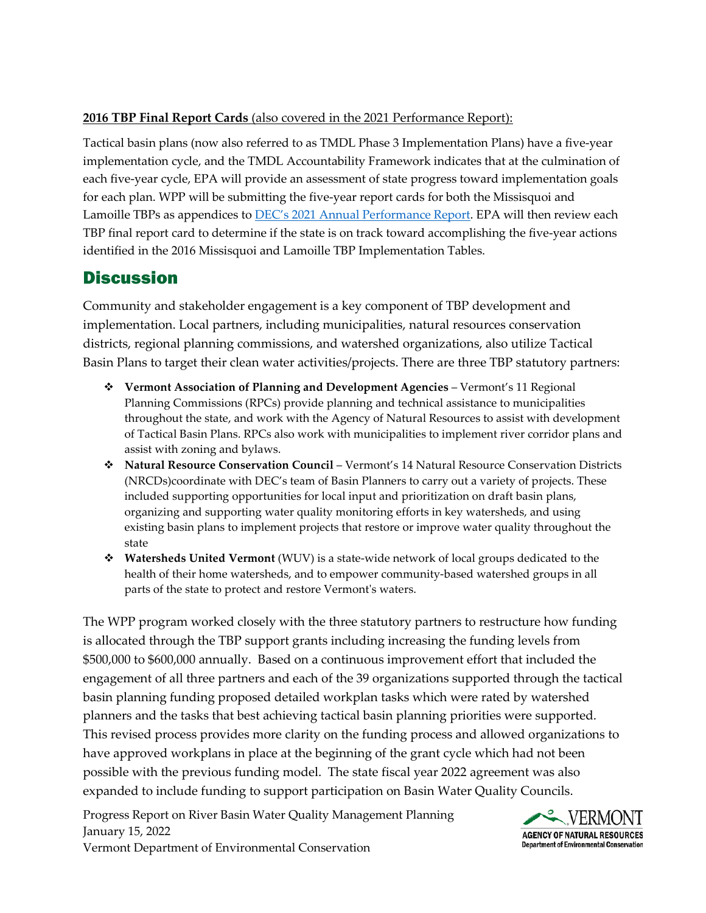**2016 TBP Final Report Cards** (also covered in the 2021 Performance Report):

Tactical basin plans (now also referred to as TMDL Phase 3 Implementation Plans) have a five-year implementation cycle, and the TMDL Accountability Framework indicates that at the culmination of each five-year cycle, EPA will provide an assessment of state progress toward implementation goals for each plan. WPP will be submitting the five-year report cards for both the Missisquoi and Lamoille TBPs as appendices to [DEC's 2021 Annual Performance Report](). EPA will then review each TBP final report card to determine if the state is on track toward accomplishing the five-year actions identified in the 2016 Missisquoi and Lamoille TBP Implementation Tables.

## Discussion

Community and stakeholder engagement is a key component of TBP development and implementation. Local partners, including municipalities, natural resources conservation districts, regional planning commissions, and watershed organizations, also utilize Tactical Basin Plans to target their clean water activities/projects. There are three TBP statutory partners:

- **Vermont Association of Planning and Development Agencies** – Vermont's 11 Regional Planning Commissions (RPCs) provide planning and technical assistance to municipalities throughout the state, and work with the Agency of Natural Resources to assist with development of Tactical Basin Plans. RPCs also work with municipalities to implement river corridor plans and assist with zoning and bylaws.
- **Natural Resource Conservation Council** – Vermont's 14 Natural Resource Conservation Districts (NRCDs)coordinate with DEC's team of Basin Planners to carry out a variety of projects. These included supporting opportunities for local input and prioritization on draft basin plans, organizing and supporting water quality monitoring efforts in key watersheds, and using existing basin plans to implement projects that restore or improve water quality throughout the state
- **Watersheds United Vermont** (WUV) is a state-wide network of local groups dedicated to the health of their home watersheds, and to empower community-based watershed groups in all parts of the state to protect and restore Vermont's waters.

The WPP program worked closely with the three statutory partners to restructure how funding is allocated through the TBP support grants including increasing the funding levels from $500,000 to $600,000 annually. Based on a continuous improvement effort that included the engagement of all three partners and each of the 39 organizations supported through the tactical basin planning funding proposed detailed workplan tasks which were rated by watershed planners and the tasks that best achieving tactical basin planning priorities were supported. This revised process provides more clarity on the funding process and allowed organizations to have approved workplans in place at the beginning of the grant cycle which had not been possible with the previous funding model. The state fiscal year 2022 agreement was also expanded to include funding to support participation on Basin Water Quality Councils.